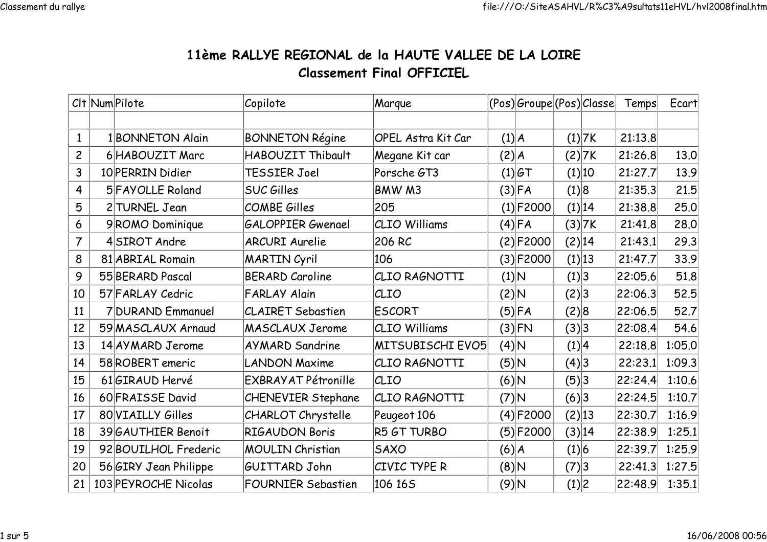# 11ème RALLYE REGIONAL de la HAUTE VALLEE DE LA LOIRE

## Classement Final OFFICIEL

| Clt | Num | Pilote | Copilote | Marque | (Pos) | Groupe | (Pos) | Classe | Temps | Ecart |
|---|---|---|---|---|---|---|---|---|---|---|
| | | | | | | | | | | |
| 1 | 1 | BONNETON Alain | BONNETON Régine | OPEL Astra Kit Car | (1) | A | (1) | 7K | 21:13.8 | |
| 2 | 6 | HABOUZIT Marc | HABOUZIT Thibault | Megane Kit car | (2) | A | (2) | 7K | 21:26.8 | 13.0 |
| 3 | 10 | PERRIN Didier | TESSIER Joel | Porsche GT3 | (1) | GT | (1) | 10 | 21:27.7 | 13.9 |
| 4 | 5 | FAYOLLE Roland | SUC Gilles | BMW M3 | (3) | FA | (1) | 8 | 21:35.3 | 21.5 |
| 5 | 2 | TURNEL Jean | COMBE Gilles | 205 | (1) | F2000 | (1) | 14 | 21:38.8 | 25.0 |
| 6 | 9 | ROMO Dominique | GALOPPIER Gwenael | CLIO Williams | (4) | FA | (3) | 7K | 21:41.8 | 28.0 |
| 7 | 4 | SIROT Andre | ARCURI Aurelie | 206 RC | (2) | F2000 | (2) | 14 | 21:43.1 | 29.3 |
| 8 | 81 | ABRIAL Romain | MARTIN Cyril | 106 | (3) | F2000 | (1) | 13 | 21:47.7 | 33.9 |
| 9 | 55 | BERARD Pascal | BERARD Caroline | CLIO RAGNOTTI | (1) | N | (1) | 3 | 22:05.6 | 51.8 |
| 10 | 57 | FARLAY Cedric | FARLAY Alain | CLIO | (2) | N | (2) | 3 | 22:06.3 | 52.5 |
| 11 | 7 | DURAND Emmanuel | CLAIRET Sebastien | ESCORT | (5) | FA | (2) | 8 | 22:06.5 | 52.7 |
| 12 | 59 | MASCLAUX Arnaud | MASCLAUX Jerome | CLIO Williams | (3) | FN | (3) | 3 | 22:08.4 | 54.6 |
| 13 | 14 | AYMARD Jerome | AYMARD Sandrine | MITSUBISCHI EVO5 | (4) | N | (1) | 4 | 22:18.8 | 1:05.0 |
| 14 | 58 | ROBERT emeric | LANDON Maxime | CLIO RAGNOTTI | (5) | N | (4) | 3 | 22:23.1 | 1:09.3 |
| 15 | 61 | GIRAUD Hervé | EXBRAYAT Pétronille | CLIO | (6) | N | (5) | 3 | 22:24.4 | 1:10.6 |
| 16 | 60 | FRAISSE David | CHENEVIER Stephane | CLIO RAGNOTTI | (7) | N | (6) | 3 | 22:24.5 | 1:10.7 |
| 17 | 80 | VIAILLY Gilles | CHARLOT Chrystelle | Peugeot 106 | (4) | F2000 | (2) | 13 | 22:30.7 | 1:16.9 |
| 18 | 39 | GAUTHIER Benoit | RIGAUDON Boris | R5 GT TURBO | (5) | F2000 | (3) | 14 | 22:38.9 | 1:25.1 |
| 19 | 92 | BOUILHOL Frederic | MOULIN Christian | SAXO | (6) | A | (1) | 6 | 22:39.7 | 1:25.9 |
| 20 | 56 | GIRY Jean Philippe | GUITTARD John | CIVIC TYPE R | (8) | N | (7) | 3 | 22:41.3 | 1:27.5 |
| 21 | 103 | PEYROCHE Nicolas | FOURNIER Sebastien | 106 16S | (9) | N | (1) | 2 | 22:48.9 | 1:35.1 |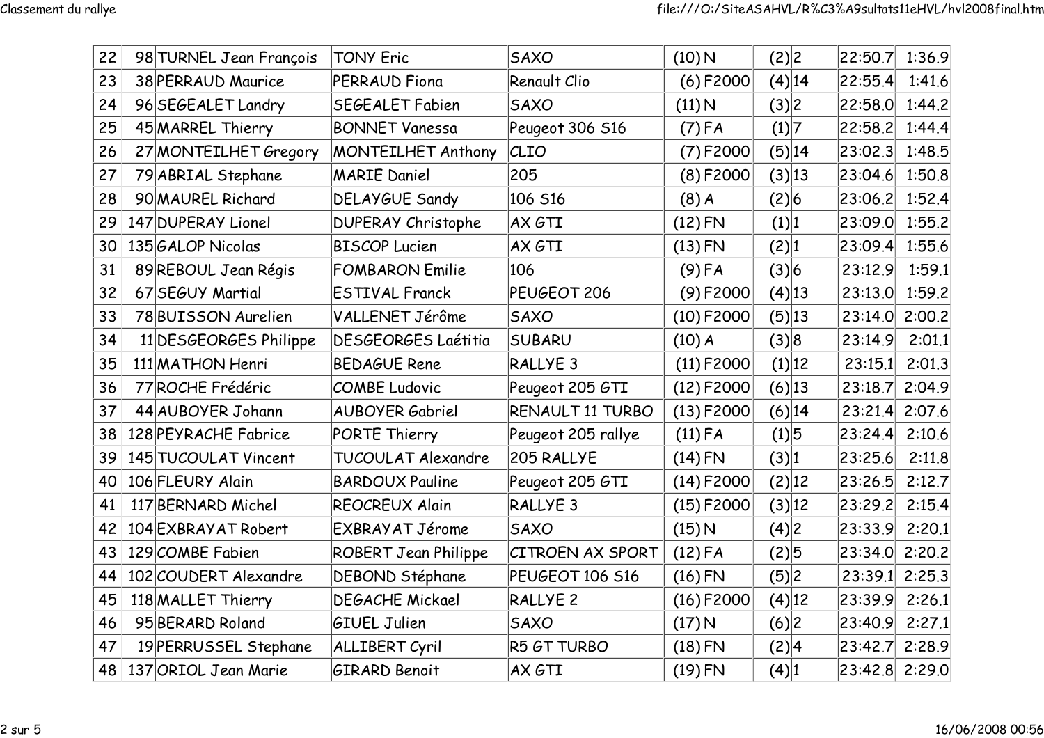| 22 | 98 | TURNEL Jean François | TONY Eric | SAXO | (10) | N | (2) | 2 | 22:50.7 | 1:36.9 |
|---|---|---|---|---|---|---|---|---|---|---|
| 23 | 38 | PERRAUD Maurice | PERRAUD Fiona | Renault Clio | (6) | F2000 | (4) | 14 | 22:55.4 | 1:41.6 |
| 24 | 96 | SEGEALET Landry | SEGEALET Fabien | SAXO | (11) | N | (3) | 2 | 22:58.0 | 1:44.2 |
| 25 | 45 | MARREL Thierry | BONNET Vanessa | Peugeot 306 S16 | (7) | FA | (1) | 7 | 22:58.2 | 1:44.4 |
| 26 | 27 | MONTEILHET Gregory | MONTEILHET Anthony | CLIO | (7) | F2000 | (5) | 14 | 23:02.3 | 1:48.5 |
| 27 | 79 | ABRIAL Stephane | MARIE Daniel | 205 | (8) | F2000 | (3) | 13 | 23:04.6 | 1:50.8 |
| 28 | 90 | MAUREL Richard | DELAYGUE Sandy | 106 S16 | (8) | A | (2) | 6 | 23:06.2 | 1:52.4 |
| 29 | 147 | DUPERAY Lionel | DUPERAY Christophe | AX GTI | (12) | FN | (1) | 1 | 23:09.0 | 1:55.2 |
| 30 | 135 | GALOP Nicolas | BISCOP Lucien | AX GTI | (13) | FN | (2) | 1 | 23:09.4 | 1:55.6 |
| 31 | 89 | REBOUL Jean Régis | FOMBARON Emilie | 106 | (9) | FA | (3) | 6 | 23:12.9 | 1:59.1 |
| 32 | 67 | SEGUY Martial | ESTIVAL Franck | PEUGEOT 206 | (9) | F2000 | (4) | 13 | 23:13.0 | 1:59.2 |
| 33 | 78 | BUISSON Aurelien | VALLENET Jérôme | SAXO | (10) | F2000 | (5) | 13 | 23:14.0 | 2:00.2 |
| 34 | 11 | DESGEORGES Philippe | DESGEORGES Laétitia | SUBARU | (10) | A | (3) | 8 | 23:14.9 | 2:01.1 |
| 35 | 111 | MATHON Henri | BEDAGUE Rene | RALLYE 3 | (11) | F2000 | (1) | 12 | 23:15.1 | 2:01.3 |
| 36 | 77 | ROCHE Frédéric | COMBE Ludovic | Peugeot 205 GTI | (12) | F2000 | (6) | 13 | 23:18.7 | 2:04.9 |
| 37 | 44 | AUBOYER Johann | AUBOYER Gabriel | RENAULT 11 TURBO | (13) | F2000 | (6) | 14 | 23:21.4 | 2:07.6 |
| 38 | 128 | PEYRACHE Fabrice | PORTE Thierry | Peugeot 205 rallye | (11) | FA | (1) | 5 | 23:24.4 | 2:10.6 |
| 39 | 145 | TUCOULAT Vincent | TUCOULAT Alexandre | 205 RALLYE | (14) | FN | (3) | 1 | 23:25.6 | 2:11.8 |
| 40 | 106 | FLEURY Alain | BARDOUX Pauline | Peugeot 205 GTI | (14) | F2000 | (2) | 12 | 23:26.5 | 2:12.7 |
| 41 | 117 | BERNARD Michel | REOCREUX Alain | RALLYE 3 | (15) | F2000 | (3) | 12 | 23:29.2 | 2:15.4 |
| 42 | 104 | EXBRAYAT Robert | EXBRAYAT Jérome | SAXO | (15) | N | (4) | 2 | 23:33.9 | 2:20.1 |
| 43 | 129 | COMBE Fabien | ROBERT Jean Philippe | CITROEN AX SPORT | (12) | FA | (2) | 5 | 23:34.0 | 2:20.2 |
| 44 | 102 | COUDERT Alexandre | DEBOND Stéphane | PEUGEOT 106 S16 | (16) | FN | (5) | 2 | 23:39.1 | 2:25.3 |
| 45 | 118 | MALLET Thierry | DEGACHE Mickael | RALLYE 2 | (16) | F2000 | (4) | 12 | 23:39.9 | 2:26.1 |
| 46 | 95 | BERARD Roland | GIUEL Julien | SAXO | (17) | N | (6) | 2 | 23:40.9 | 2:27.1 |
| 47 | 19 | PERRUSSEL Stephane | ALLIBERT Cyril | R5 GT TURBO | (18) | FN | (2) | 4 | 23:42.7 | 2:28.9 |
| 48 | 137 | ORIOL Jean Marie | GIRARD Benoit | AX GTI | (19) | FN | (4) | 1 | 23:42.8 | 2:29.0 |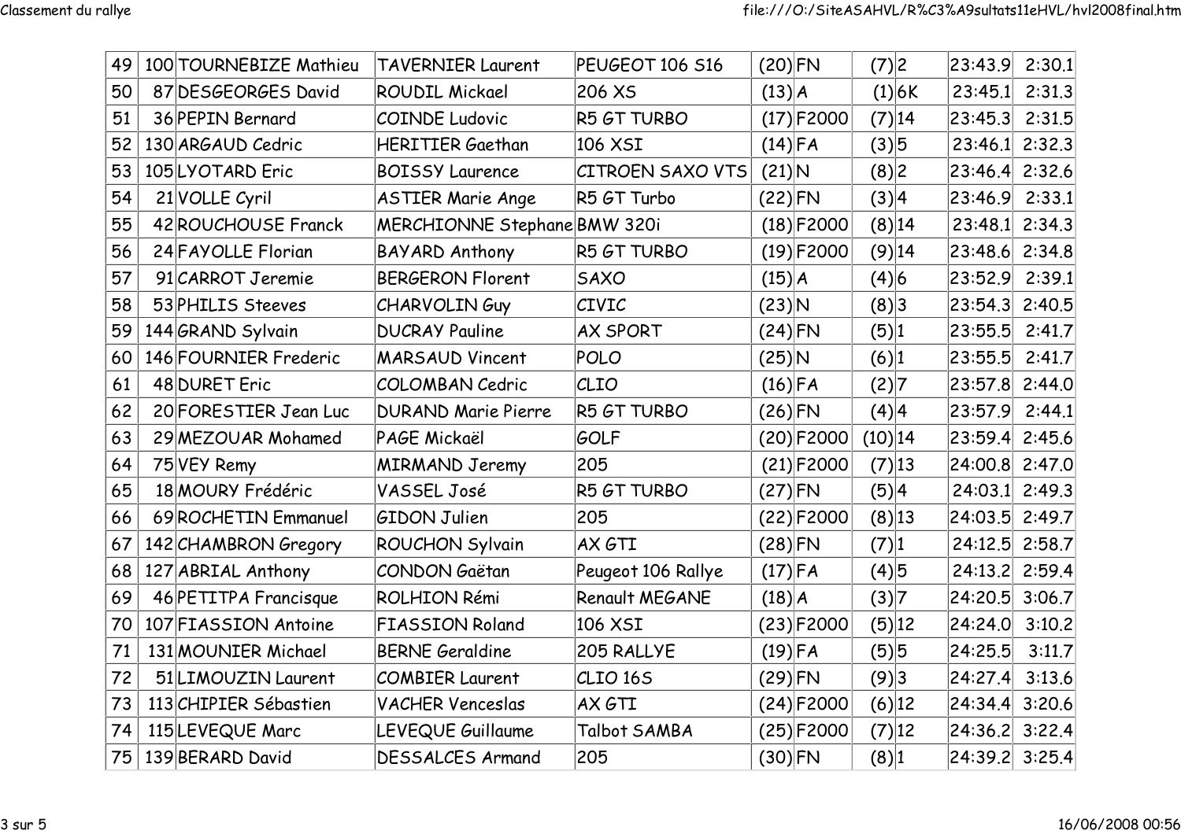| 49 | 100 | TOURNEBIZE Mathieu | TAVERNIER Laurent | PEUGEOT 106 S16 | (20) | FN | (7) | 2 | 23:43.9 | 2:30.1 |
|---|---|---|---|---|---|---|---|---|---|---|
| 50 | 87 | DESGEORGES David | ROUDIL Mickael | 206 XS | (13) | A | (1) | 6K | 23:45.1 | 2:31.3 |
| 51 | 36 | PEPIN Bernard | COINDE Ludovic | R5 GT TURBO | (17) | F2000 | (7) | 14 | 23:45.3 | 2:31.5 |
| 52 | 130 | ARGAUD Cedric | HERITIER Gaethan | 106 XSI | (14) | FA | (3) | 5 | 23:46.1 | 2:32.3 |
| 53 | 105 | LYOTARD Eric | BOISSY Laurence | CITROEN SAXO VTS | (21) | N | (8) | 2 | 23:46.4 | 2:32.6 |
| 54 | 21 | VOLLE Cyril | ASTIER Marie Ange | R5 GT Turbo | (22) | FN | (3) | 4 | 23:46.9 | 2:33.1 |
| 55 | 42 | ROUCHOUSE Franck | MERCHIONNE Stephane | BMW 320i | (18) | F2000 | (8) | 14 | 23:48.1 | 2:34.3 |
| 56 | 24 | FAYOLLE Florian | BAYARD Anthony | R5 GT TURBO | (19) | F2000 | (9) | 14 | 23:48.6 | 2:34.8 |
| 57 | 91 | CARROT Jeremie | BERGERON Florent | SAXO | (15) | A | (4) | 6 | 23:52.9 | 2:39.1 |
| 58 | 53 | PHILIS Steeves | CHARVOLIN Guy | CIVIC | (23) | N | (8) | 3 | 23:54.3 | 2:40.5 |
| 59 | 144 | GRAND Sylvain | DUCRAY Pauline | AX SPORT | (24) | FN | (5) | 1 | 23:55.5 | 2:41.7 |
| 60 | 146 | FOURNIER Frederic | MARSAUD Vincent | POLO | (25) | N | (6) | 1 | 23:55.5 | 2:41.7 |
| 61 | 48 | DURET Eric | COLOMBAN Cedric | CLIO | (16) | FA | (2) | 7 | 23:57.8 | 2:44.0 |
| 62 | 20 | FORESTIER Jean Luc | DURAND Marie Pierre | R5 GT TURBO | (26) | FN | (4) | 4 | 23:57.9 | 2:44.1 |
| 63 | 29 | MEZOUAR Mohamed | PAGE Mickaël | GOLF | (20) | F2000 | (10) | 14 | 23:59.4 | 2:45.6 |
| 64 | 75 | VEY Remy | MIRMAND Jeremy | 205 | (21) | F2000 | (7) | 13 | 24:00.8 | 2:47.0 |
| 65 | 18 | MOURY Frédéric | VASSEL José | R5 GT TURBO | (27) | FN | (5) | 4 | 24:03.1 | 2:49.3 |
| 66 | 69 | ROCHETIN Emmanuel | GIDON Julien | 205 | (22) | F2000 | (8) | 13 | 24:03.5 | 2:49.7 |
| 67 | 142 | CHAMBRON Gregory | ROUCHON Sylvain | AX GTI | (28) | FN | (7) | 1 | 24:12.5 | 2:58.7 |
| 68 | 127 | ABRIAL Anthony | CONDON Gaëtan | Peugeot 106 Rallye | (17) | FA | (4) | 5 | 24:13.2 | 2:59.4 |
| 69 | 46 | PETITPA Francisque | ROLHION Rémi | Renault MEGANE | (18) | A | (3) | 7 | 24:20.5 | 3:06.7 |
| 70 | 107 | FIASSION Antoine | FIASSION Roland | 106 XSI | (23) | F2000 | (5) | 12 | 24:24.0 | 3:10.2 |
| 71 | 131 | MOUNIER Michael | BERNE Geraldine | 205 RALLYE | (19) | FA | (5) | 5 | 24:25.5 | 3:11.7 |
| 72 | 51 | LIMOUZIN Laurent | COMBIER Laurent | CLIO 16S | (29) | FN | (9) | 3 | 24:27.4 | 3:13.6 |
| 73 | 113 | CHIPIER Sébastien | VACHER Venceslas | AX GTI | (24) | F2000 | (6) | 12 | 24:34.4 | 3:20.6 |
| 74 | 115 | LEVEQUE Marc | LEVEQUE Guillaume | Talbot SAMBA | (25) | F2000 | (7) | 12 | 24:36.2 | 3:22.4 |
| 75 | 139 | BERARD David | DESSALCES Armand | 205 | (30) | FN | (8) | 1 | 24:39.2 | 3:25.4 |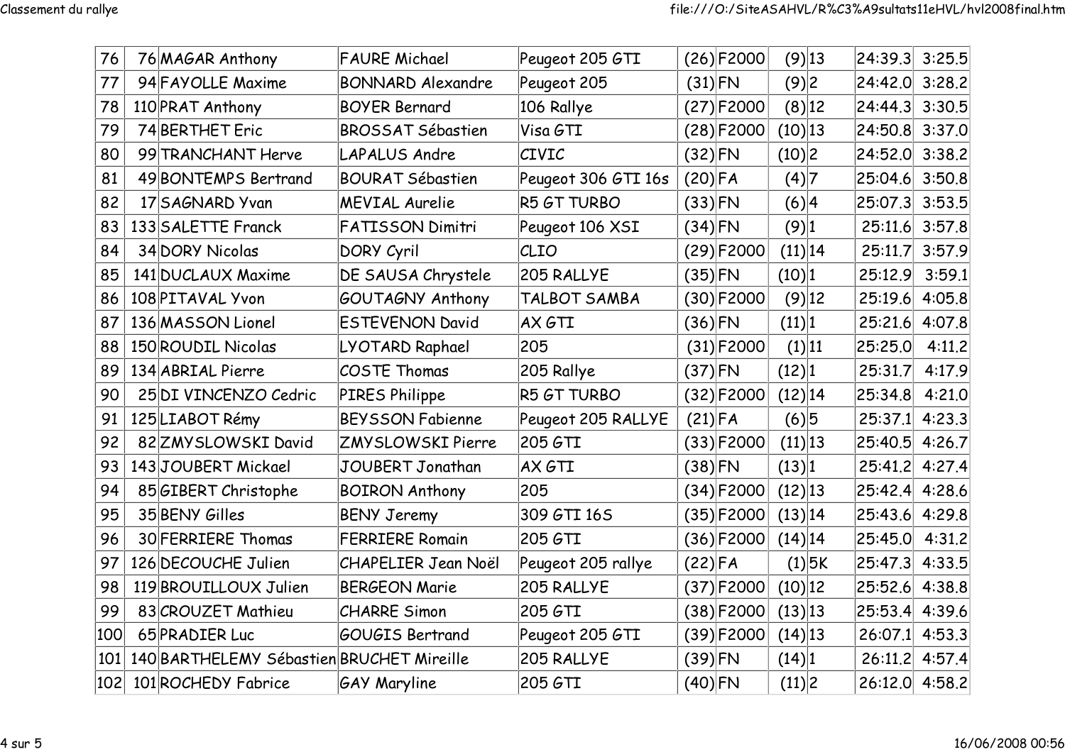| 76 | 76 | MAGAR Anthony | FAURE Michael | Peugeot 205 GTI | (26) | F2000 | (9) | 13 | 24:39.3 | 3:25.5 |
|---|---|---|---|---|---|---|---|---|---|---|
| 77 | 94 | FAYOLLE Maxime | BONNARD Alexandre | Peugeot 205 | (31) | FN | (9) | 2 | 24:42.0 | 3:28.2 |
| 78 | 110 | PRAT Anthony | BOYER Bernard | 106 Rallye | (27) | F2000 | (8) | 12 | 24:44.3 | 3:30.5 |
| 79 | 74 | BERTHET Eric | BROSSAT Sébastien | Visa GTI | (28) | F2000 | (10) | 13 | 24:50.8 | 3:37.0 |
| 80 | 99 | TRANCHANT Herve | LAPALUS Andre | CIVIC | (32) | FN | (10) | 2 | 24:52.0 | 3:38.2 |
| 81 | 49 | BONTEMPS Bertrand | BOURAT Sébastien | Peugeot 306 GTI 16s | (20) | FA | (4) | 7 | 25:04.6 | 3:50.8 |
| 82 | 17 | SAGNARD Yvan | MEVIAL Aurelie | R5 GT TURBO | (33) | FN | (6) | 4 | 25:07.3 | 3:53.5 |
| 83 | 133 | SALETTE Franck | FATISSON Dimitri | Peugeot 106 XSI | (34) | FN | (9) | 1 | 25:11.6 | 3:57.8 |
| 84 | 34 | DORY Nicolas | DORY Cyril | CLIO | (29) | F2000 | (11) | 14 | 25:11.7 | 3:57.9 |
| 85 | 141 | DUCLAUX Maxime | DE SAUSA Chrystele | 205 RALLYE | (35) | FN | (10) | 1 | 25:12.9 | 3:59.1 |
| 86 | 108 | PITAVAL Yvon | GOUTAGNY Anthony | TALBOT SAMBA | (30) | F2000 | (9) | 12 | 25:19.6 | 4:05.8 |
| 87 | 136 | MASSON Lionel | ESTEVENON David | AX GTI | (36) | FN | (11) | 1 | 25:21.6 | 4:07.8 |
| 88 | 150 | ROUDIL Nicolas | LYOTARD Raphael | 205 | (31) | F2000 | (1) | 11 | 25:25.0 | 4:11.2 |
| 89 | 134 | ABRIAL Pierre | COSTE Thomas | 205 Rallye | (37) | FN | (12) | 1 | 25:31.7 | 4:17.9 |
| 90 | 25 | DI VINCENZO Cedric | PIRES Philippe | R5 GT TURBO | (32) | F2000 | (12) | 14 | 25:34.8 | 4:21.0 |
| 91 | 125 | LIABOT Rémy | BEYSSON Fabienne | Peugeot 205 RALLYE | (21) | FA | (6) | 5 | 25:37.1 | 4:23.3 |
| 92 | 82 | ZMYSLOWSKI David | ZMYSLOWSKI Pierre | 205 GTI | (33) | F2000 | (11) | 13 | 25:40.5 | 4:26.7 |
| 93 | 143 | JOUBERT Mickael | JOUBERT Jonathan | AX GTI | (38) | FN | (13) | 1 | 25:41.2 | 4:27.4 |
| 94 | 85 | GIBERT Christophe | BOIRON Anthony | 205 | (34) | F2000 | (12) | 13 | 25:42.4 | 4:28.6 |
| 95 | 35 | BENY Gilles | BENY Jeremy | 309 GTI 16S | (35) | F2000 | (13) | 14 | 25:43.6 | 4:29.8 |
| 96 | 30 | FERRIERE Thomas | FERRIERE Romain | 205 GTI | (36) | F2000 | (14) | 14 | 25:45.0 | 4:31.2 |
| 97 | 126 | DECOUCHE Julien | CHAPELIER Jean Noël | Peugeot 205 rallye | (22) | FA | (1) | 5K | 25:47.3 | 4:33.5 |
| 98 | 119 | BROUILLOUX Julien | BERGEON Marie | 205 RALLYE | (37) | F2000 | (10) | 12 | 25:52.6 | 4:38.8 |
| 99 | 83 | CROUZET Mathieu | CHARRE Simon | 205 GTI | (38) | F2000 | (13) | 13 | 25:53.4 | 4:39.6 |
| 100 | 65 | PRADIER Luc | GOUGIS Bertrand | Peugeot 205 GTI | (39) | F2000 | (14) | 13 | 26:07.1 | 4:53.3 |
| 101 | 140 | BARTHELEMY Sébastien | BRUCHET Mireille | 205 RALLYE | (39) | FN | (14) | 1 | 26:11.2 | 4:57.4 |
| 102 | 101 | ROCHEDY Fabrice | GAY Maryline | 205 GTI | (40) | FN | (11) | 2 | 26:12.0 | 4:58.2 |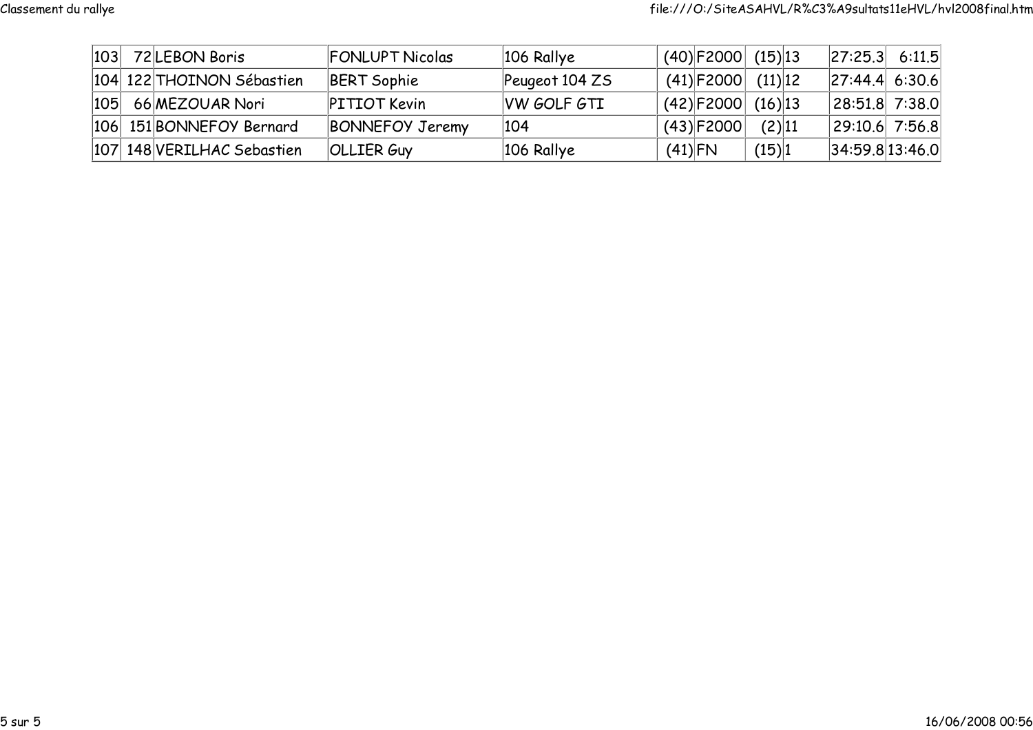| | | | | | | | | | | |
|---|---|---|---|---|---|---|---|---|---|---|
| 103 | 72 | LEBON Boris | FONLUPT Nicolas | 106 Rallye | (40) | F2000 | (15) | 13 | 27:25.3 | 6:11.5 |
| 104 | 122 | THOINON Sébastien | BERT Sophie | Peugeot 104 ZS | (41) | F2000 | (11) | 12 | 27:44.4 | 6:30.6 |
| 105 | 66 | MEZOUAR Nori | PITIOT Kevin | VW GOLF GTI | (42) | F2000 | (16) | 13 | 28:51.8 | 7:38.0 |
| 106 | 151 | BONNEFOY Bernard | BONNEFOY Jeremy | 104 | (43) | F2000 | (2) | 11 | 29:10.6 | 7:56.8 |
| 107 | 148 | VERILHAC Sebastien | OLLIER Guy | 106 Rallye | (41) | FN | (15) | 1 | 34:59.8 | 13:46.0 |